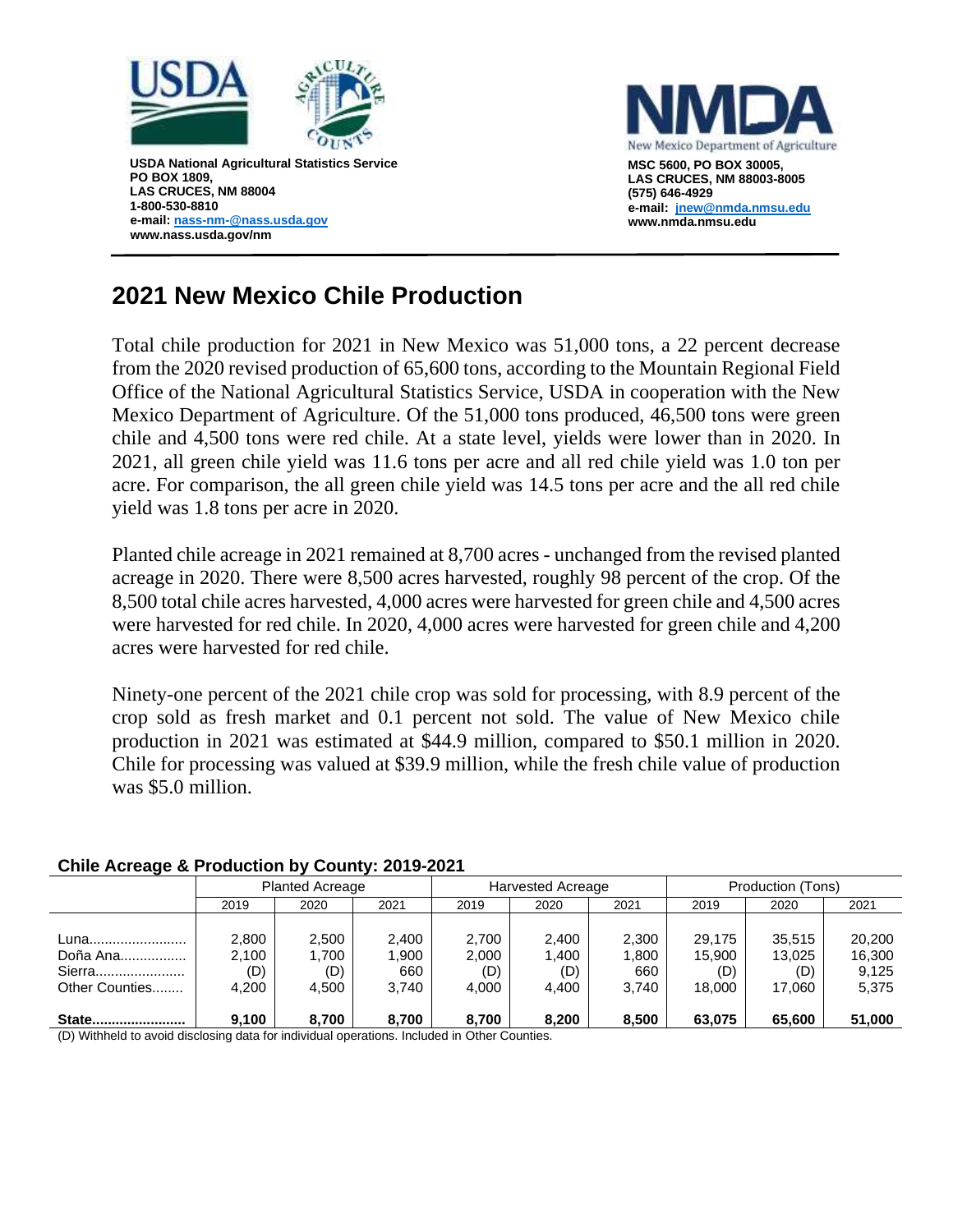USDA National Agricultural Statistics Service
PO BOX 1809,
LAS CRUCES, NM 88004
1-800-530-8810
e-mail: nass-nm-@nass.usda.gov
www.nass.usda.gov/nm

New Mexico Department of Agriculture
MSC 5600, PO BOX 30005,
LAS CRUCES, NM 88003-8005
(575) 646-4929
e-mail: jnew@nmda.nmsu.edu
www.nmda.nmsu.edu

# 2021 New Mexico Chile Production

Total chile production for 2021 in New Mexico was 51,000 tons, a 22 percent decrease from the 2020 revised production of 65,600 tons, according to the Mountain Regional Field Office of the National Agricultural Statistics Service, USDA in cooperation with the New Mexico Department of Agriculture. Of the 51,000 tons produced, 46,500 tons were green chile and 4,500 tons were red chile. At a state level, yields were lower than in 2020. In 2021, all green chile yield was 11.6 tons per acre and all red chile yield was 1.0 ton per acre. For comparison, the all green chile yield was 14.5 tons per acre and the all red chile yield was 1.8 tons per acre in 2020.

Planted chile acreage in 2021 remained at 8,700 acres - unchanged from the revised planted acreage in 2020. There were 8,500 acres harvested, roughly 98 percent of the crop. Of the 8,500 total chile acres harvested, 4,000 acres were harvested for green chile and 4,500 acres were harvested for red chile. In 2020, 4,000 acres were harvested for green chile and 4,200 acres were harvested for red chile.

Ninety-one percent of the 2021 chile crop was sold for processing, with 8.9 percent of the crop sold as fresh market and 0.1 percent not sold. The value of New Mexico chile production in 2021 was estimated at $44.9 million, compared to $50.1 million in 2020. Chile for processing was valued at $39.9 million, while the fresh chile value of production was $5.0 million.

**Chile Acreage & Production by County: 2019-2021**

| | Planted Acreage | | | Harvested Acreage | | | Production (Tons) | | |
|---|---|---|---|---|---|---|---|---|---|
| | 2019 | 2020 | 2021 | 2019 | 2020 | 2021 | 2019 | 2020 | 2021 |
| Luna | 2,800 | 2,500 | 2,400 | 2,700 | 2,400 | 2,300 | 29,175 | 35,515 | 20,200 |
| Doña Ana | 2,100 | 1,700 | 1,900 | 2,000 | 1,400 | 1,800 | 15,900 | 13,025 | 16,300 |
| Sierra | (D) | (D) | 660 | (D) | (D) | 660 | (D) | (D) | 9,125 |
| Other Counties | 4,200 | 4,500 | 3,740 | 4,000 | 4,400 | 3,740 | 18,000 | 17,060 | 5,375 |
| **State** | **9,100** | **8,700** | **8,700** | **8,700** | **8,200** | **8,500** | **63,075** | **65,600** | **51,000** |

(D) Withheld to avoid disclosing data for individual operations. Included in Other Counties.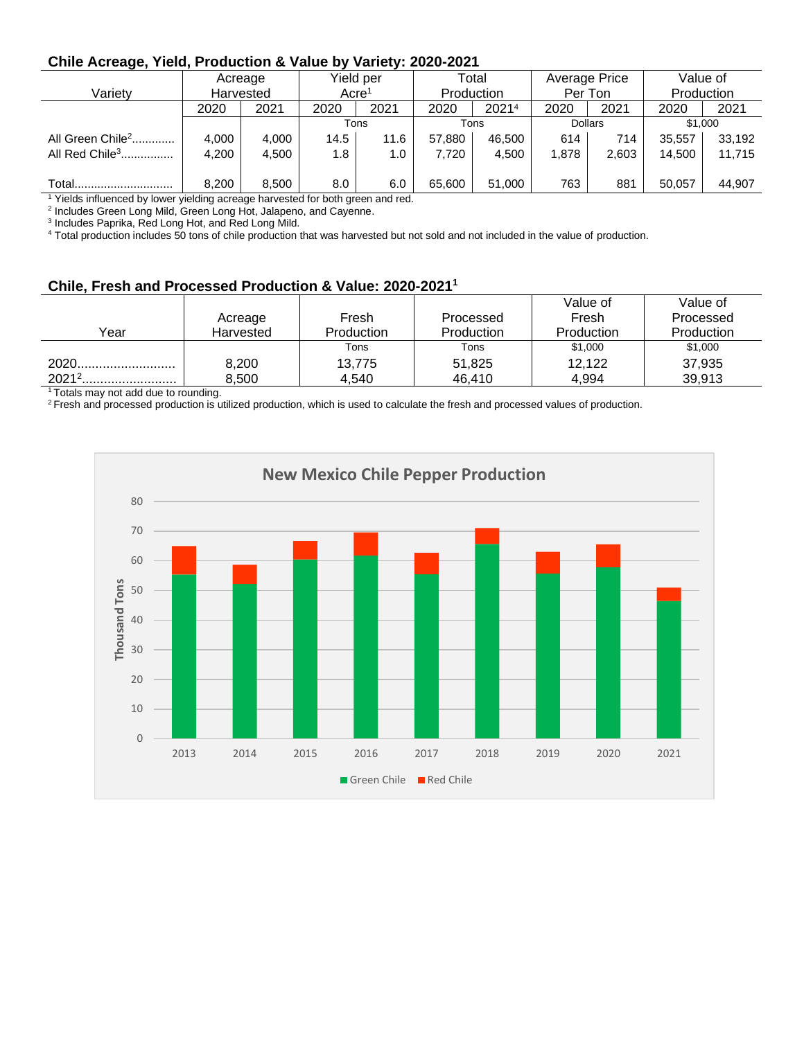### Chile Acreage, Yield, Production & Value by Variety: 2020-2021

| Variety | Acreage Harvested | | Yield per Acre[1] | | Total Production | | Average Price Per Ton | | Value of Production | |
|---|---|---|---|---|---|---|---|---|---|---|
| | 2020 | 2021 | 2020 | 2021 | 2020 | 2021[4] | 2020 | 2021 | 2020 | 2021 |
| | | | Tons | | Tons | | Dollars | | $1,000 | |
| All Green Chile[2]............ | 4,000 | 4,000 | 14.5 | 11.6 | 57,880 | 46,500 | 614 | 714 | 35,557 | 33,192 |
| All Red Chile[3]............... | 4,200 | 4,500 | 1.8 | 1.0 | 7,720 | 4,500 | 1,878 | 2,603 | 14,500 | 11,715 |
| Total............................ | 8,200 | 8,500 | 8.0 | 6.0 | 65,600 | 51,000 | 763 | 881 | 50,057 | 44,907 |

[1] Yields influenced by lower yielding acreage harvested for both green and red.
[2] Includes Green Long Mild, Green Long Hot, Jalapeno, and Cayenne.
[3] Includes Paprika, Red Long Hot, and Red Long Mild.
[4] Total production includes 50 tons of chile production that was harvested but not sold and not included in the value of production.

### Chile, Fresh and Processed Production & Value: 2020-2021[1]

| Year | Acreage Harvested | Fresh Production | Processed Production | Value of Fresh Production | Value of Processed Production |
|---|---|---|---|---|---|
| | | Tons | Tons | $1,000 | $1,000 |
| 2020.......................... | 8,200 | 13,775 | 51,825 | 12,122 | 37,935 |
| 2021[2]........................ | 8,500 | 4,540 | 46,410 | 4,994 | 39,913 |

[1] Totals may not add due to rounding.
[2] Fresh and processed production is utilized production, which is used to calculate the fresh and processed values of production.

New Mexico Chile Pepper Production

Thousand Tons

0
10
20
30
40
50
60
70
80

2013 2014 2015 2016 2017 2018 2019 2020 2021

Green Chile
Red Chile